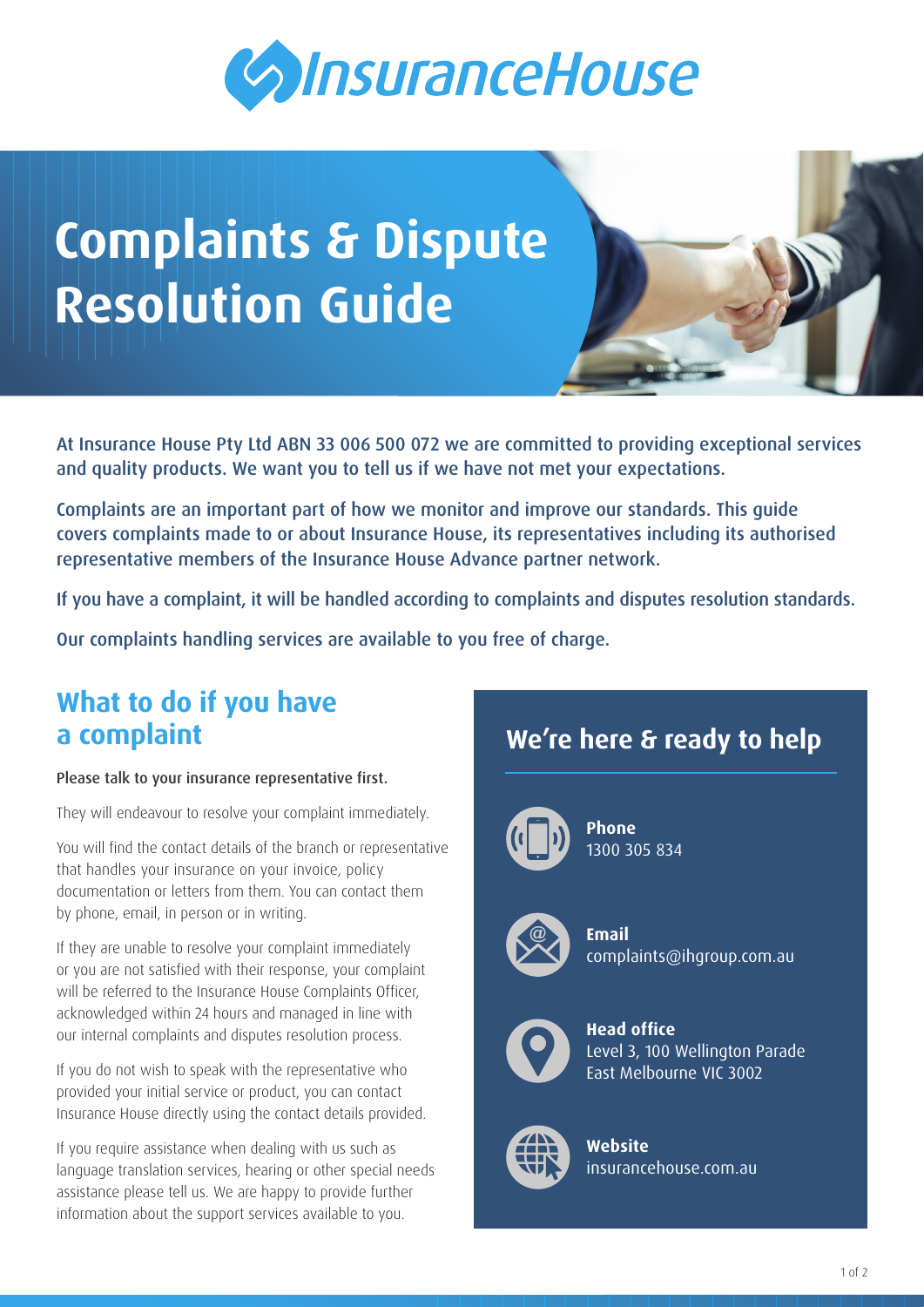InsuranceHouse

# Complaints & Dispute Resolution Guide

At Insurance House Pty Ltd ABN 33 006 500 072 we are committed to providing exceptional services and quality products. We want you to tell us if we have not met your expectations.

Complaints are an important part of how we monitor and improve our standards. This guide covers complaints made to or about Insurance House, its representatives including its authorised representative members of the Insurance House Advance partner network.

If you have a complaint, it will be handled according to complaints and disputes resolution standards.

Our complaints handling services are available to you free of charge.

## What to do if you have a complaint

Please talk to your insurance representative first.

They will endeavour to resolve your complaint immediately.

You will find the contact details of the branch or representative that handles your insurance on your invoice, policy documentation or letters from them. You can contact them by phone, email, in person or in writing.

If they are unable to resolve your complaint immediately or you are not satisfied with their response, your complaint will be referred to the Insurance House Complaints Officer, acknowledged within 24 hours and managed in line with our internal complaints and disputes resolution process.

If you do not wish to speak with the representative who provided your initial service or product, you can contact Insurance House directly using the contact details provided.

If you require assistance when dealing with us such as language translation services, hearing or other special needs assistance please tell us. We are happy to provide further information about the support services available to you.

## We're here & ready to help

**Phone**
1300 305 834

**Email**
complaints@ihgroup.com.au

**Head office**
Level 3, 100 Wellington Parade
East Melbourne VIC 3002

**Website**
insurancehouse.com.au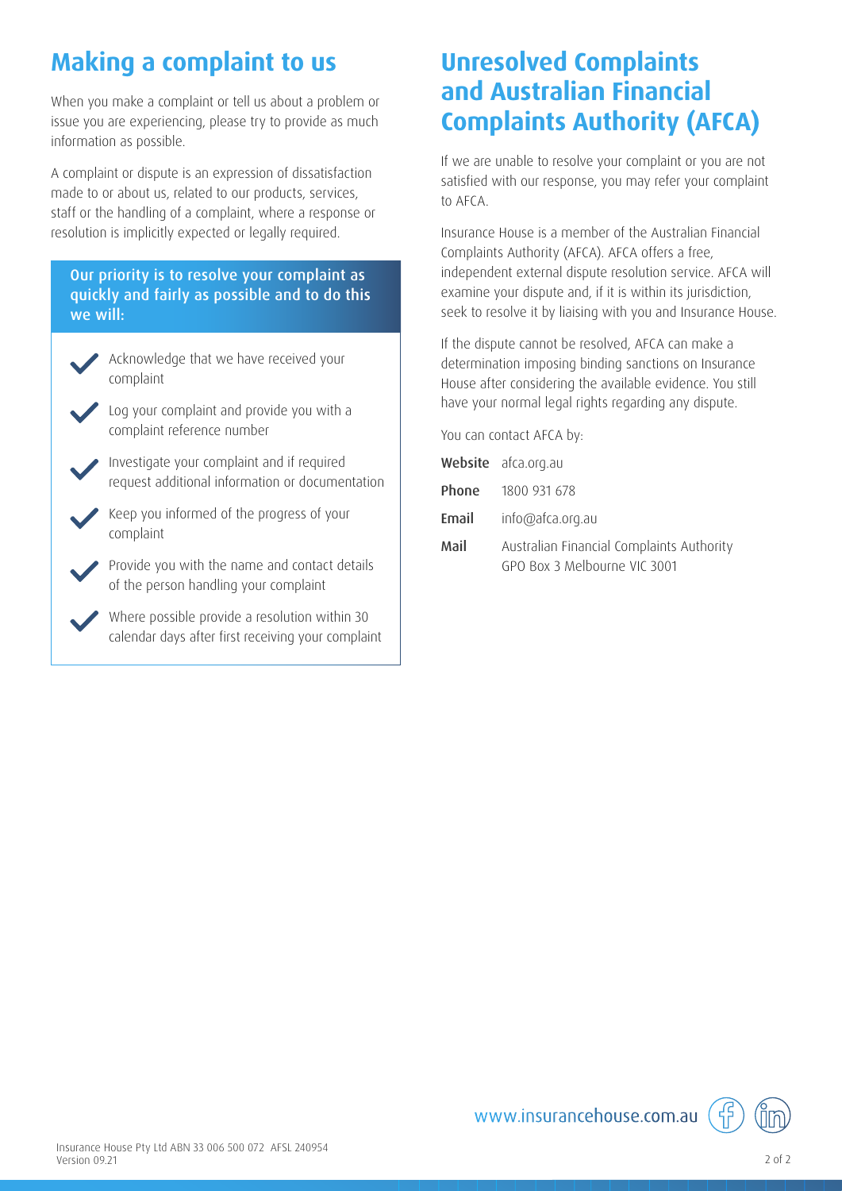## Making a complaint to us

When you make a complaint or tell us about a problem or issue you are experiencing, please try to provide as much information as possible.

A complaint or dispute is an expression of dissatisfaction made to or about us, related to our products, services, staff or the handling of a complaint, where a response or resolution is implicitly expected or legally required.

**Our priority is to resolve your complaint as quickly and fairly as possible and to do this we will:**

- Acknowledge that we have received your complaint
- Log your complaint and provide you with a complaint reference number
- Investigate your complaint and if required request additional information or documentation
- Keep you informed of the progress of your complaint
- Provide you with the name and contact details of the person handling your complaint
- Where possible provide a resolution within 30 calendar days after first receiving your complaint

## Unresolved Complaints and Australian Financial Complaints Authority (AFCA)

If we are unable to resolve your complaint or you are not satisfied with our response, you may refer your complaint to AFCA.

Insurance House is a member of the Australian Financial Complaints Authority (AFCA). AFCA offers a free, independent external dispute resolution service. AFCA will examine your dispute and, if it is within its jurisdiction, seek to resolve it by liaising with you and Insurance House.

If the dispute cannot be resolved, AFCA can make a determination imposing binding sanctions on Insurance House after considering the available evidence. You still have your normal legal rights regarding any dispute.

You can contact AFCA by:

| | |
|---|---|
| **Website** | afca.org.au |
| **Phone** | 1800 931 678 |
| **Email** | info@afca.org.au |
| **Mail** | Australian Financial Complaints Authority<br>GPO Box 3 Melbourne VIC 3001 |

www.insurancehouse.com.au

Insurance House Pty Ltd ABN 33 006 500 072 AFSL 240954
Version 09.21